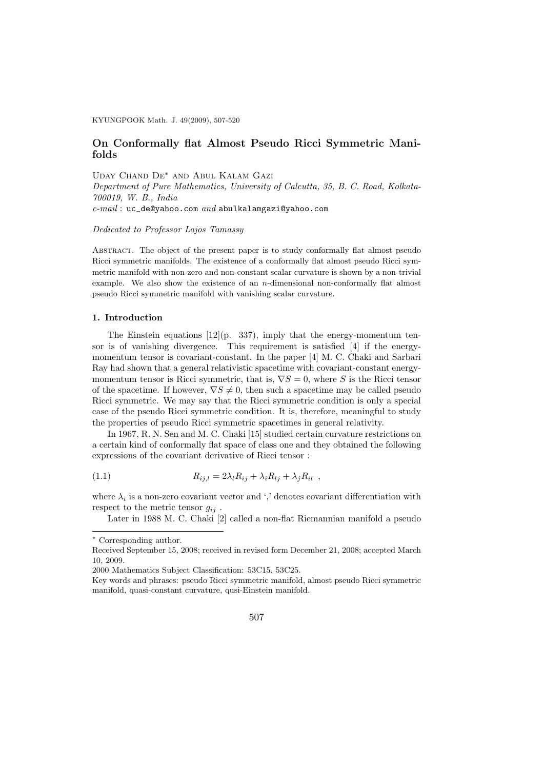# On Conformally flat Almost Pseudo Ricci Symmetric Manifolds

Uday Chand De* and Abul Kalam Gazi

*Department of Pure Mathematics, University of Calcutta, 35, B. C. Road, Kolkata-700019, W. B., India*

*e-mail* : uc_de@yahoo.com *and* abulkalamgazi@yahoo.com

*Dedicated to Professor Lajos Tamassy*

Abstract. The object of the present paper is to study conformally flat almost pseudo Ricci symmetric manifolds. The existence of a conformally flat almost pseudo Ricci symmetric manifold with non-zero and non-constant scalar curvature is shown by a non-trivial example. We also show the existence of an $n$-dimensional non-conformally flat almost pseudo Ricci symmetric manifold with vanishing scalar curvature.

## 1. Introduction

The Einstein equations [12](p. 337), imply that the energy-momentum tensor is of vanishing divergence. This requirement is satisfied [4] if the energy-momentum tensor is covariant-constant. In the paper [4] M. C. Chaki and Sarbari Ray had shown that a general relativistic spacetime with covariant-constant energy-momentum tensor is Ricci symmetric, that is, $\nabla S = 0$, where $S$ is the Ricci tensor of the spacetime. If however, $\nabla S \neq 0$, then such a spacetime may be called pseudo Ricci symmetric. We may say that the Ricci symmetric condition is only a special case of the pseudo Ricci symmetric condition. It is, therefore, meaningful to study the properties of pseudo Ricci symmetric spacetimes in general relativity.

In 1967, R. N. Sen and M. C. Chaki [15] studied certain curvature restrictions on a certain kind of conformally flat space of class one and they obtained the following expressions of the covariant derivative of Ricci tensor :

$$R_{ij,l} = 2\lambda_l R_{ij} + \lambda_i R_{lj} + \lambda_j R_{il} \ , \tag{1.1}$$

where $\lambda_i$ is a non-zero covariant vector and ',' denotes covariant differentiation with respect to the metric tensor $g_{ij}$ .

Later in 1988 M. C. Chaki [2] called a non-flat Riemannian manifold a pseudo

---

* Corresponding author.

Received September 15, 2008; received in revised form December 21, 2008; accepted March 10, 2009.

2000 Mathematics Subject Classification: 53C15, 53C25.

Key words and phrases: pseudo Ricci symmetric manifold, almost pseudo Ricci symmetric manifold, quasi-constant curvature, qusi-Einstein manifold.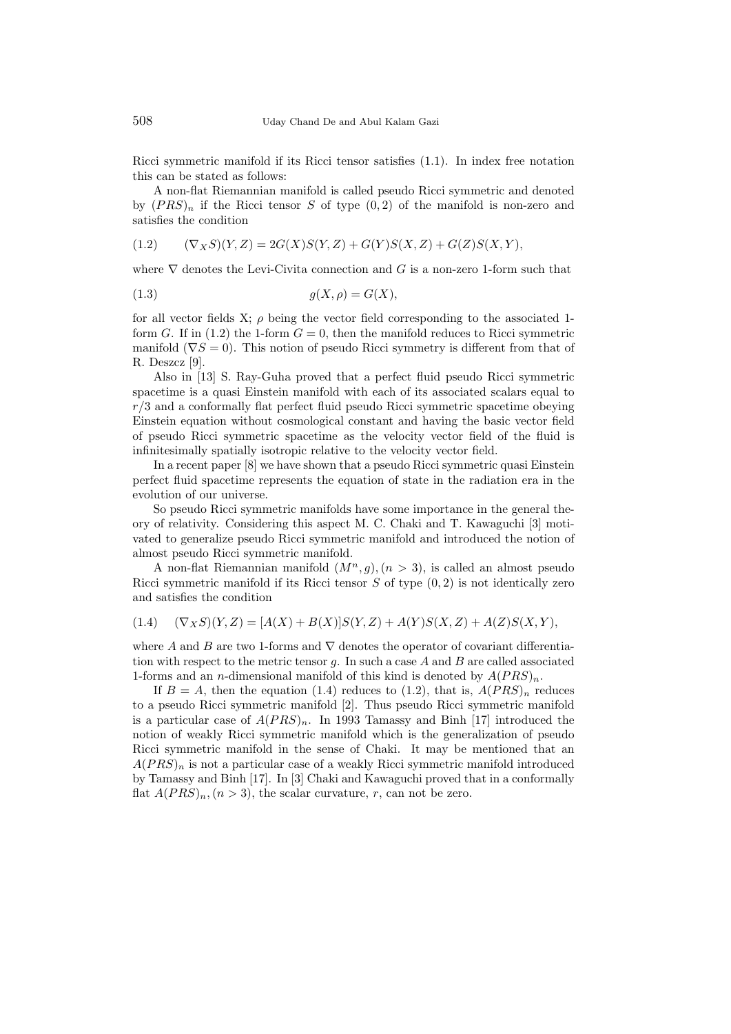Ricci symmetric manifold if its Ricci tensor satisfies (1.1). In index free notation this can be stated as follows:

A non-flat Riemannian manifold is called pseudo Ricci symmetric and denoted by $(PRS)_n$ if the Ricci tensor $S$ of type $(0,2)$ of the manifold is non-zero and satisfies the condition

$$(\nabla_X S)(Y,Z) = 2G(X)S(Y,Z) + G(Y)S(X,Z) + G(Z)S(X,Y), \tag{1.2}$$

where $\nabla$ denotes the Levi-Civita connection and $G$ is a non-zero 1-form such that

$$g(X,\rho) = G(X), \tag{1.3}$$

for all vector fields X; $\rho$ being the vector field corresponding to the associated 1-form $G$. If in (1.2) the 1-form $G = 0$, then the manifold reduces to Ricci symmetric manifold ($\nabla S = 0$). This notion of pseudo Ricci symmetry is different from that of R. Deszcz [9].

Also in [13] S. Ray-Guha proved that a perfect fluid pseudo Ricci symmetric spacetime is a quasi Einstein manifold with each of its associated scalars equal to $r/3$ and a conformally flat perfect fluid pseudo Ricci symmetric spacetime obeying Einstein equation without cosmological constant and having the basic vector field of pseudo Ricci symmetric spacetime as the velocity vector field of the fluid is infinitesimally spatially isotropic relative to the velocity vector field.

In a recent paper [8] we have shown that a pseudo Ricci symmetric quasi Einstein perfect fluid spacetime represents the equation of state in the radiation era in the evolution of our universe.

So pseudo Ricci symmetric manifolds have some importance in the general theory of relativity. Considering this aspect M. C. Chaki and T. Kawaguchi [3] motivated to generalize pseudo Ricci symmetric manifold and introduced the notion of almost pseudo Ricci symmetric manifold.

A non-flat Riemannian manifold $(M^n, g), (n > 3)$, is called an almost pseudo Ricci symmetric manifold if its Ricci tensor $S$ of type $(0,2)$ is not identically zero and satisfies the condition

$$(\nabla_X S)(Y,Z) = [A(X) + B(X)]S(Y,Z) + A(Y)S(X,Z) + A(Z)S(X,Y), \tag{1.4}$$

where $A$ and $B$ are two 1-forms and $\nabla$ denotes the operator of covariant differentiation with respect to the metric tensor $g$. In such a case $A$ and $B$ are called associated 1-forms and an $n$-dimensional manifold of this kind is denoted by $A(PRS)_n$.

If $B = A$, then the equation (1.4) reduces to (1.2), that is, $A(PRS)_n$ reduces to a pseudo Ricci symmetric manifold [2]. Thus pseudo Ricci symmetric manifold is a particular case of $A(PRS)_n$. In 1993 Tamassy and Binh [17] introduced the notion of weakly Ricci symmetric manifold which is the generalization of pseudo Ricci symmetric manifold in the sense of Chaki. It may be mentioned that an $A(PRS)_n$ is not a particular case of a weakly Ricci symmetric manifold introduced by Tamassy and Binh [17]. In [3] Chaki and Kawaguchi proved that in a conformally flat $A(PRS)_n, (n > 3)$, the scalar curvature, $r$, can not be zero.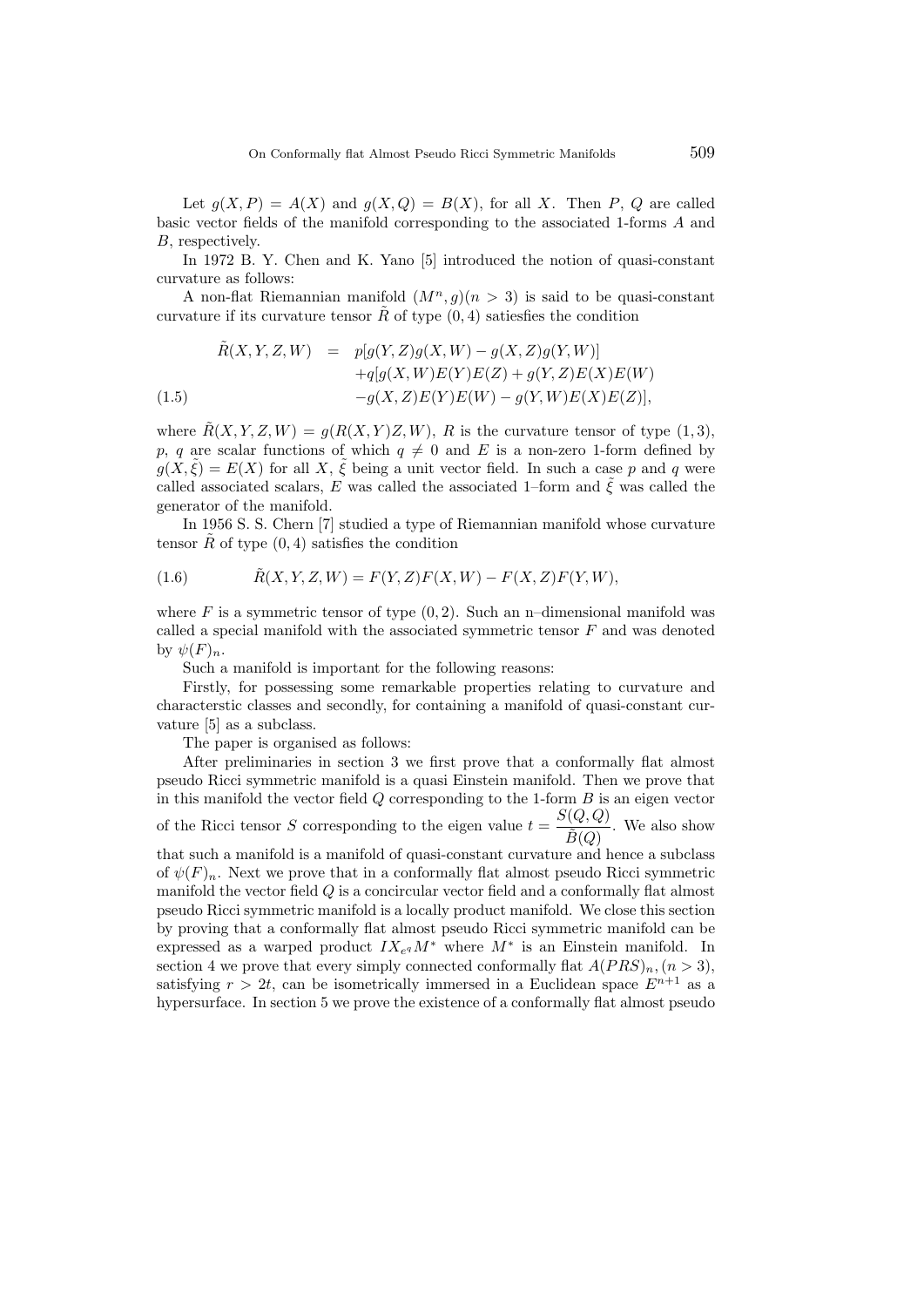Let $g(X, P) = A(X)$ and $g(X, Q) = B(X)$, for all $X$. Then $P$, $Q$ are called basic vector fields of the manifold corresponding to the associated 1-forms $A$ and $B$, respectively.

In 1972 B. Y. Chen and K. Yano [5] introduced the notion of quasi-constant curvature as follows:

A non-flat Riemannian manifold $(M^n, g)(n > 3)$ is said to be quasi-constant curvature if its curvature tensor $\tilde{R}$ of type $(0, 4)$ satiesfies the condition

$$
\begin{aligned}
\tilde{R}(X, Y, Z, W) \;=\;& p[g(Y, Z)g(X, W) - g(X, Z)g(Y, W)] \\
&+ q[g(X, W)E(Y)E(Z) + g(Y, Z)E(X)E(W) \\
&- g(X, Z)E(Y)E(W) - g(Y, W)E(X)E(Z)], \qquad (1.5)
\end{aligned}
$$

where $\tilde{R}(X, Y, Z, W) = g(R(X, Y)Z, W)$, $R$ is the curvature tensor of type $(1, 3)$, $p$, $q$ are scalar functions of which $q \neq 0$ and $E$ is a non-zero 1-form defined by $g(X, \tilde{\xi}) = E(X)$ for all $X$, $\tilde{\xi}$ being a unit vector field. In such a case $p$ and $q$ were called associated scalars, $E$ was called the associated 1–form and $\tilde{\xi}$ was called the generator of the manifold.

In 1956 S. S. Chern [7] studied a type of Riemannian manifold whose curvature tensor $\tilde{R}$ of type $(0, 4)$ satisfies the condition

$$
\tilde{R}(X, Y, Z, W) = F(Y, Z)F(X, W) - F(X, Z)F(Y, W), \qquad (1.6)
$$

where $F$ is a symmetric tensor of type $(0, 2)$. Such an n–dimensional manifold was called a special manifold with the associated symmetric tensor $F$ and was denoted by $\psi(F)_n$.

Such a manifold is important for the following reasons:

Firstly, for possessing some remarkable properties relating to curvature and characterstic classes and secondly, for containing a manifold of quasi-constant curvature [5] as a subclass.

The paper is organised as follows:

After preliminaries in section 3 we first prove that a conformally flat almost pseudo Ricci symmetric manifold is a quasi Einstein manifold. Then we prove that in this manifold the vector field $Q$ corresponding to the 1-form $B$ is an eigen vector of the Ricci tensor $S$ corresponding to the eigen value $t = \dfrac{S(Q, Q)}{B(Q)}$. We also show that such a manifold is a manifold of quasi-constant curvature and hence a subclass of $\psi(F)_n$. Next we prove that in a conformally flat almost pseudo Ricci symmetric manifold the vector field $Q$ is a concircular vector field and a conformally flat almost pseudo Ricci symmetric manifold is a locally product manifold. We close this section by proving that a conformally flat almost pseudo Ricci symmetric manifold can be expressed as a warped product $IX_{e^q}M^*$ where $M^*$ is an Einstein manifold. In section 4 we prove that every simply connected conformally flat $A(PRS)_n, (n > 3)$, satisfying $r > 2t$, can be isometrically immersed in a Euclidean space $E^{n+1}$ as a hypersurface. In section 5 we prove the existence of a conformally flat almost pseudo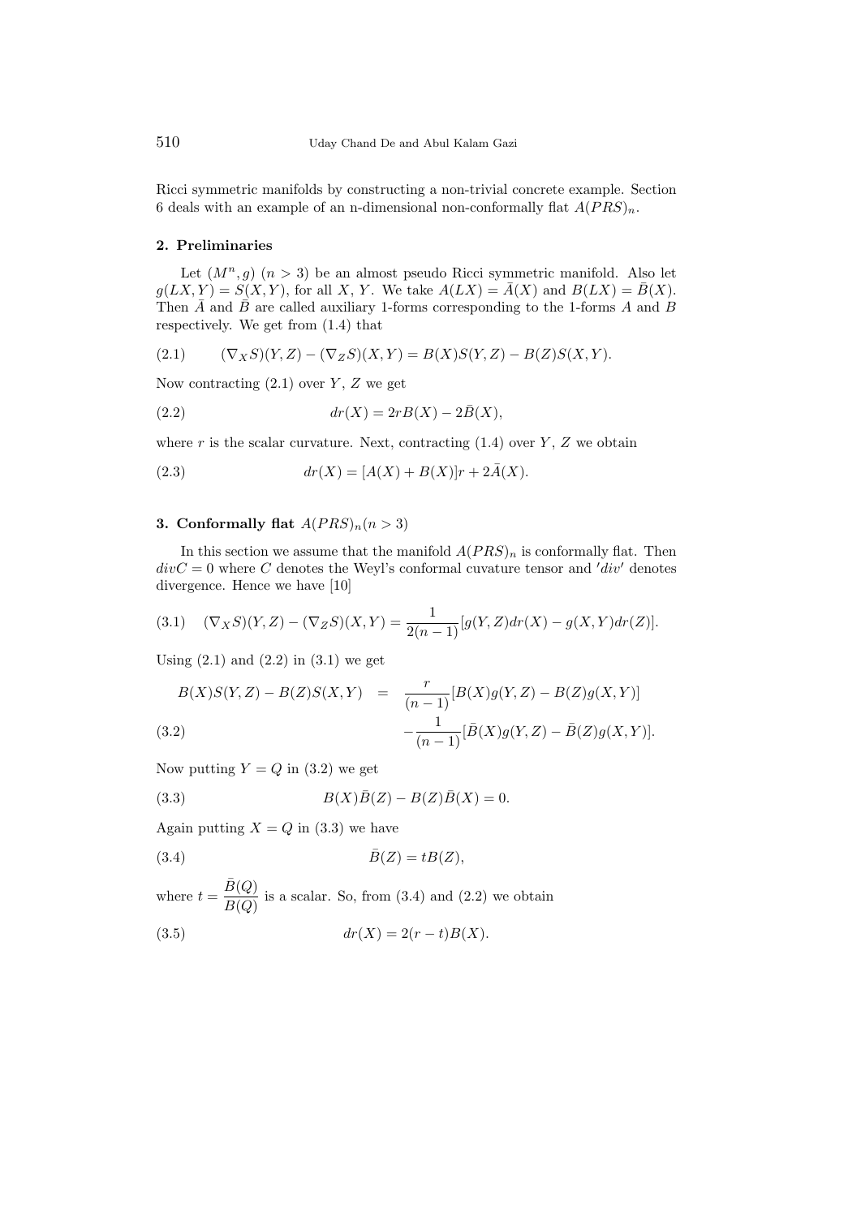Ricci symmetric manifolds by constructing a non-trivial concrete example. Section 6 deals with an example of an n-dimensional non-conformally flat $A(PRS)_n$.

## 2. Preliminaries

Let $(M^n, g)$ $(n > 3)$ be an almost pseudo Ricci symmetric manifold. Also let $g(LX, Y) = S(X, Y)$, for all $X$, $Y$. We take $A(LX) = \bar{A}(X)$ and $B(LX) = \bar{B}(X)$. Then $\bar{A}$ and $\bar{B}$ are called auxiliary 1-forms corresponding to the 1-forms $A$ and $B$ respectively. We get from (1.4) that

$$(\nabla_X S)(Y, Z) - (\nabla_Z S)(X, Y) = B(X)S(Y, Z) - B(Z)S(X, Y). \tag{2.1}$$

Now contracting (2.1) over $Y$, $Z$ we get

$$dr(X) = 2rB(X) - 2\bar{B}(X), \tag{2.2}$$

where $r$ is the scalar curvature. Next, contracting (1.4) over $Y$, $Z$ we obtain

$$dr(X) = [A(X) + B(X)]r + 2\bar{A}(X). \tag{2.3}$$

## 3. Conformally flat $A(PRS)_n (n > 3)$

In this section we assume that the manifold $A(PRS)_n$ is conformally flat. Then $divC = 0$ where $C$ denotes the Weyl's conformal cuvature tensor and $'div'$ denotes divergence. Hence we have [10]

$$(\nabla_X S)(Y, Z) - (\nabla_Z S)(X, Y) = \frac{1}{2(n-1)}[g(Y, Z)dr(X) - g(X, Y)dr(Z)]. \tag{3.1}$$

Using (2.1) and (2.2) in (3.1) we get

$$\begin{aligned} B(X)S(Y, Z) - B(Z)S(X, Y) \quad &= \quad \frac{r}{(n-1)}[B(X)g(Y, Z) - B(Z)g(X, Y)] \\ &\quad -\frac{1}{(n-1)}[\bar{B}(X)g(Y, Z) - \bar{B}(Z)g(X, Y)]. \end{aligned} \tag{3.2}$$

Now putting $Y = Q$ in (3.2) we get

$$B(X)\bar{B}(Z) - B(Z)\bar{B}(X) = 0. \tag{3.3}$$

Again putting $X = Q$ in (3.3) we have

$$\bar{B}(Z) = tB(Z), \tag{3.4}$$

where $t = \dfrac{\bar{B}(Q)}{B(Q)}$ is a scalar. So, from (3.4) and (2.2) we obtain

$$dr(X) = 2(r - t)B(X). \tag{3.5}$$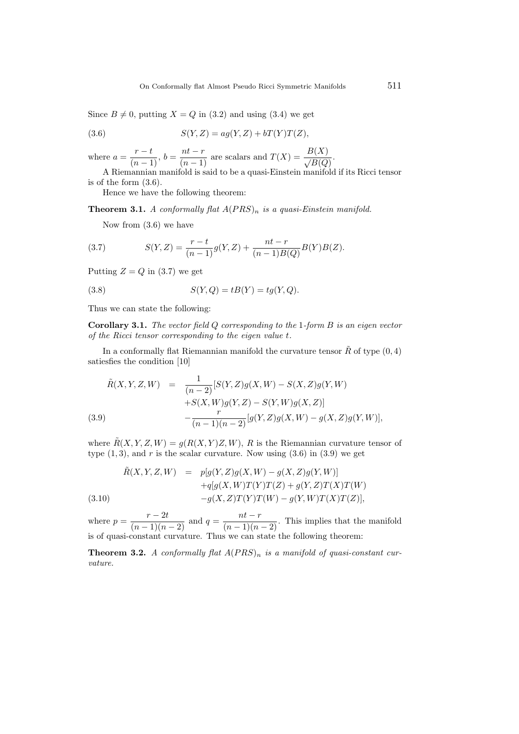Since $B \neq 0$, putting $X = Q$ in (3.2) and using (3.4) we get

$$S(Y,Z) = ag(Y,Z) + bT(Y)T(Z), \tag{3.6}$$

where $a = \dfrac{r-t}{(n-1)}$, $b = \dfrac{nt-r}{(n-1)}$ are scalars and $T(X) = \dfrac{B(X)}{\sqrt{B(Q)}}$.

A Riemannian manifold is said to be a quasi-Einstein manifold if its Ricci tensor is of the form (3.6).

Hence we have the following theorem:

**Theorem 3.1.** *A conformally flat $A(PRS)_n$ is a quasi-Einstein manifold.*

Now from (3.6) we have

$$S(Y,Z) = \frac{r-t}{(n-1)}g(Y,Z) + \frac{nt-r}{(n-1)B(Q)}B(Y)B(Z). \tag{3.7}$$

Putting $Z = Q$ in (3.7) we get

$$S(Y,Q) = tB(Y) = tg(Y,Q). \tag{3.8}$$

Thus we can state the following:

**Corollary 3.1.** *The vector field $Q$ corresponding to the 1-form $B$ is an eigen vector of the Ricci tensor corresponding to the eigen value $t$.*

In a conformally flat Riemannian manifold the curvature tensor $\tilde{R}$ of type $(0,4)$ satiesfies the condition [10]

$$\begin{aligned} \tilde{R}(X,Y,Z,W) \;=\; & \frac{1}{(n-2)}[S(Y,Z)g(X,W) - S(X,Z)g(Y,W) \\ & + S(X,W)g(Y,Z) - S(Y,W)g(X,Z)] \\ & - \frac{r}{(n-1)(n-2)}[g(Y,Z)g(X,W) - g(X,Z)g(Y,W)], \end{aligned} \tag{3.9}$$

where $\tilde{R}(X,Y,Z,W) = g(R(X,Y)Z,W)$, $R$ is the Riemannian curvature tensor of type $(1,3)$, and $r$ is the scalar curvature. Now using (3.6) in (3.9) we get

$$\begin{aligned} \tilde{R}(X,Y,Z,W) \;=\; & p[g(Y,Z)g(X,W) - g(X,Z)g(Y,W)] \\ & + q[g(X,W)T(Y)T(Z) + g(Y,Z)T(X)T(W) \\ & - g(X,Z)T(Y)T(W) - g(Y,W)T(X)T(Z)], \end{aligned} \tag{3.10}$$

where $p = \dfrac{r-2t}{(n-1)(n-2)}$ and $q = \dfrac{nt-r}{(n-1)(n-2)}$. This implies that the manifold is of quasi-constant curvature. Thus we can state the following theorem:

**Theorem 3.2.** *A conformally flat $A(PRS)_n$ is a manifold of quasi-constant curvature.*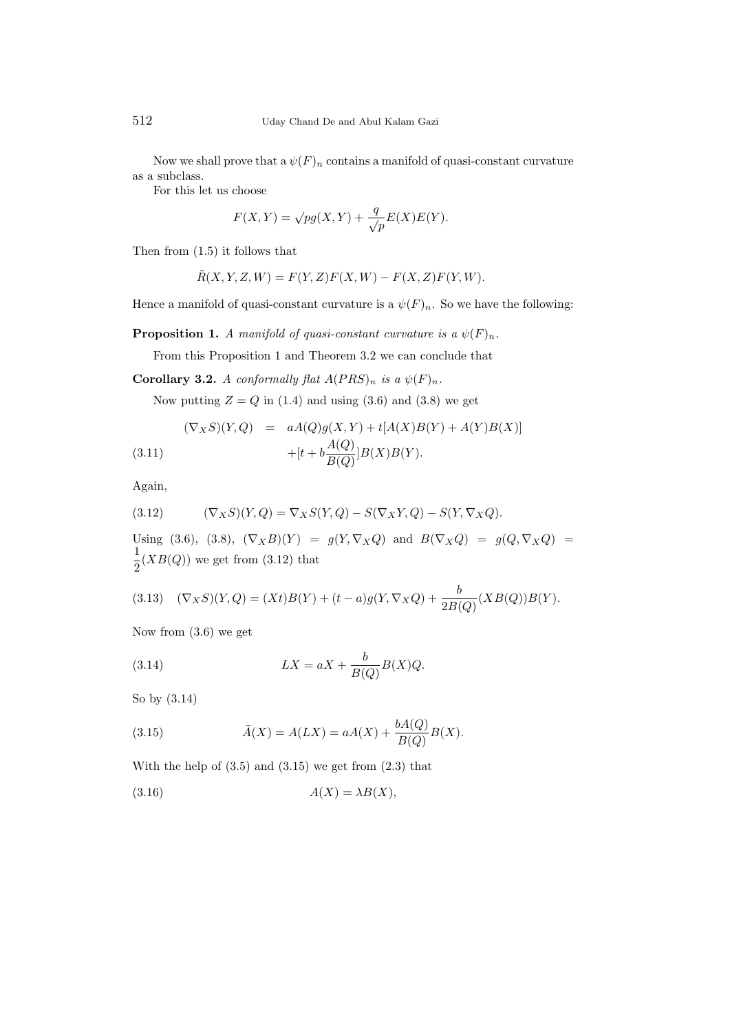Now we shall prove that a $\psi(F)_n$ contains a manifold of quasi-constant curvature as a subclass.

For this let us choose

$$F(X,Y) = \sqrt{p}g(X,Y) + \frac{q}{\sqrt{p}}E(X)E(Y).$$

Then from (1.5) it follows that

$$\tilde{R}(X,Y,Z,W) = F(Y,Z)F(X,W) - F(X,Z)F(Y,W).$$

Hence a manifold of quasi-constant curvature is a $\psi(F)_n$. So we have the following:

**Proposition 1.** *A manifold of quasi-constant curvature is a* $\psi(F)_n$.

From this Proposition 1 and Theorem 3.2 we can conclude that

**Corollary 3.2.** *A conformally flat* $A(PRS)_n$ *is a* $\psi(F)_n$.

Now putting $Z = Q$ in (1.4) and using (3.6) and (3.8) we get

$$\begin{aligned} (\nabla_X S)(Y,Q) &= aA(Q)g(X,Y) + t[A(X)B(Y) + A(Y)B(X)] \\ &\quad + [t + b\frac{A(Q)}{B(Q)}]B(X)B(Y). \end{aligned} \tag{3.11}$$

Again,

$$(\nabla_X S)(Y,Q) = \nabla_X S(Y,Q) - S(\nabla_X Y, Q) - S(Y, \nabla_X Q). \tag{3.12}$$

Using (3.6), (3.8), $(\nabla_X B)(Y) = g(Y, \nabla_X Q)$ and $B(\nabla_X Q) = g(Q, \nabla_X Q) = \frac{1}{2}(XB(Q))$ we get from (3.12) that

$$(\nabla_X S)(Y,Q) = (Xt)B(Y) + (t-a)g(Y,\nabla_X Q) + \frac{b}{2B(Q)}(XB(Q))B(Y). \tag{3.13}$$

Now from (3.6) we get

$$LX = aX + \frac{b}{B(Q)}B(X)Q. \tag{3.14}$$

So by (3.14)

$$\bar{A}(X) = A(LX) = aA(X) + \frac{bA(Q)}{B(Q)}B(X). \tag{3.15}$$

With the help of (3.5) and (3.15) we get from (2.3) that

$$A(X) = \lambda B(X), \tag{3.16}$$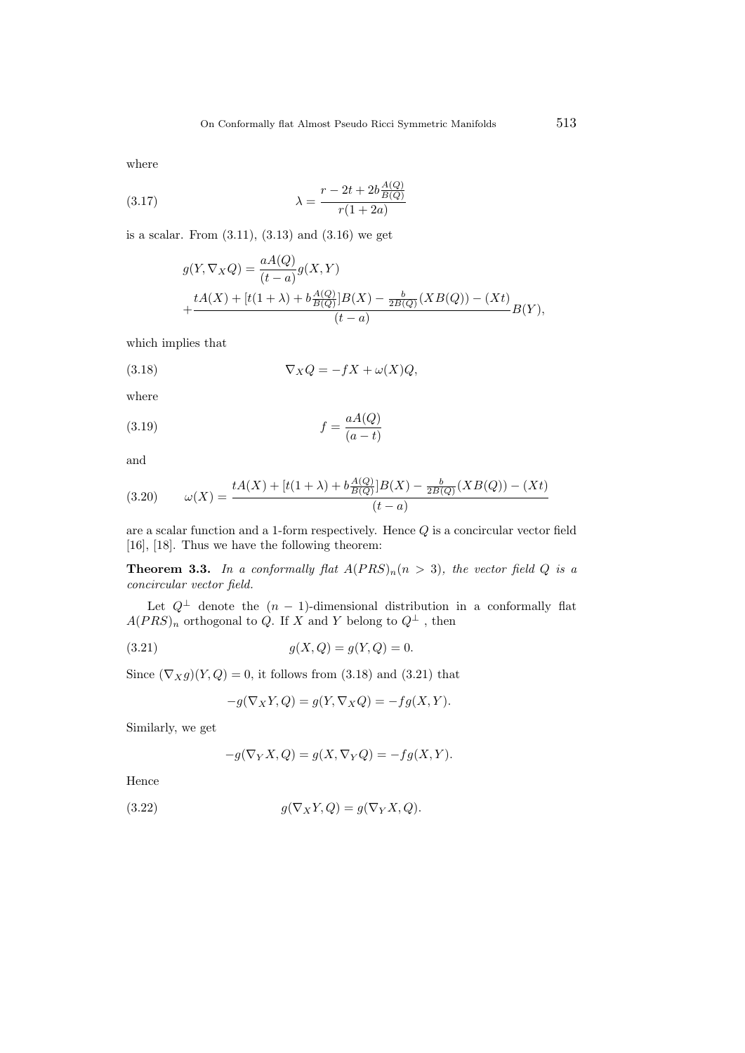where

$$\lambda = \frac{r - 2t + 2b\frac{A(Q)}{B(Q)}}{r(1+2a)} \tag{3.17}$$

is a scalar. From (3.11), (3.13) and (3.16) we get

$$g(Y, \nabla_X Q) = \frac{aA(Q)}{(t-a)} g(X,Y)$$
$$+ \frac{tA(X) + [t(1+\lambda) + b\frac{A(Q)}{B(Q)}]B(X) - \frac{b}{2B(Q)}(XB(Q)) - (Xt)}{(t-a)} B(Y),$$

which implies that

$$\nabla_X Q = -fX + \omega(X)Q, \tag{3.18}$$

where

$$f = \frac{aA(Q)}{(a-t)} \tag{3.19}$$

and

$$\omega(X) = \frac{tA(X) + [t(1+\lambda) + b\frac{A(Q)}{B(Q)}]B(X) - \frac{b}{2B(Q)}(XB(Q)) - (Xt)}{(t-a)} \tag{3.20}$$

are a scalar function and a 1-form respectively. Hence $Q$ is a concircular vector field [16], [18]. Thus we have the following theorem:

**Theorem 3.3.** *In a conformally flat $A(PRS)_n (n > 3)$, the vector field $Q$ is a concircular vector field.*

Let $Q^{\perp}$ denote the $(n-1)$-dimensional distribution in a conformally flat $A(PRS)_n$ orthogonal to $Q$. If $X$ and $Y$ belong to $Q^{\perp}$ , then

$$g(X, Q) = g(Y, Q) = 0. \tag{3.21}$$

Since $(\nabla_X g)(Y, Q) = 0$, it follows from (3.18) and (3.21) that

$$-g(\nabla_X Y, Q) = g(Y, \nabla_X Q) = -fg(X, Y).$$

Similarly, we get

$$-g(\nabla_Y X, Q) = g(X, \nabla_Y Q) = -fg(X, Y).$$

Hence

$$g(\nabla_X Y, Q) = g(\nabla_Y X, Q). \tag{3.22}$$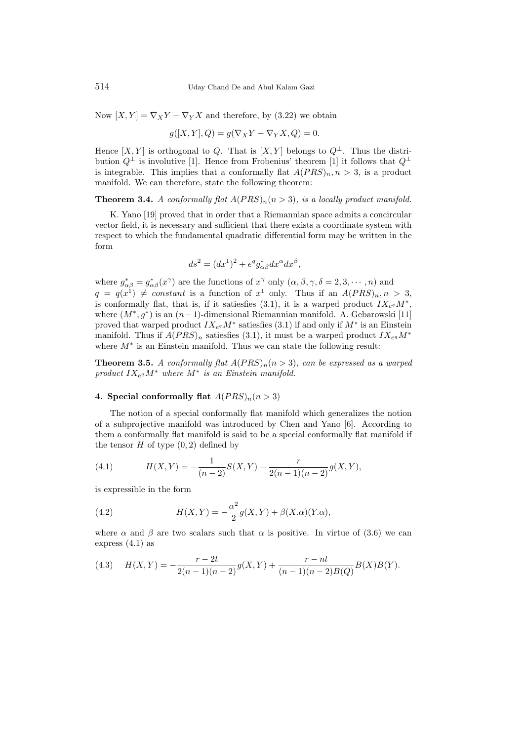Now $[X, Y] = \nabla_X Y - \nabla_Y X$ and therefore, by (3.22) we obtain

$$g([X, Y], Q) = g(\nabla_X Y - \nabla_Y X, Q) = 0.$$

Hence $[X, Y]$ is orthogonal to $Q$. That is $[X, Y]$ belongs to $Q^{\perp}$. Thus the distribution $Q^{\perp}$ is involutive [1]. Hence from Frobenius' theorem [1] it follows that $Q^{\perp}$ is integrable. This implies that a conformally flat $A(PRS)_n, n > 3$, is a product manifold. We can therefore, state the following theorem:

**Theorem 3.4.** *A conformally flat $A(PRS)_n(n > 3)$, is a locally product manifold.*

K. Yano [19] proved that in order that a Riemannian space admits a concircular vector field, it is necessary and sufficient that there exists a coordinate system with respect to which the fundamental quadratic differential form may be written in the form

$$ds^2 = (dx^1)^2 + e^q g^*_{\alpha\beta} dx^\alpha dx^\beta,$$

where $g^*_{\alpha\beta} = g^*_{\alpha\beta}(x^\gamma)$ are the functions of $x^\gamma$ only $(\alpha, \beta, \gamma, \delta = 2, 3, \cdots, n)$ and $q = q(x^1) \neq constant$ is a function of $x^1$ only. Thus if an $A(PRS)_n, n > 3$, is conformally flat, that is, if it satiesfies (3.1), it is a warped product $IX_{e^q}M^*$, where $(M^*, g^*)$ is an $(n-1)$-dimensional Riemannian manifold. A. Gebarowski [11] proved that warped product $IX_{e^q}M^*$ satiesfies (3.1) if and only if $M^*$ is an Einstein manifold. Thus if $A(PRS)_n$ satiesfies (3.1), it must be a warped product $IX_{e^q}M^*$ where $M^*$ is an Einstein manifold. Thus we can state the following result:

**Theorem 3.5.** *A conformally flat $A(PRS)_n(n > 3)$, can be expressed as a warped product $IX_{e^q}M^*$ where $M^*$ is an Einstein manifold.*

## 4. Special conformally flat $A(PRS)_n(n > 3)$

The notion of a special conformally flat manifold which generalizes the notion of a subprojective manifold was introduced by Chen and Yano [6]. According to them a conformally flat manifold is said to be a special conformally flat manifold if the tensor $H$ of type $(0, 2)$ defined by

$$H(X, Y) = -\frac{1}{(n-2)} S(X, Y) + \frac{r}{2(n-1)(n-2)} g(X, Y), \tag{4.1}$$

is expressible in the form

$$H(X, Y) = -\frac{\alpha^2}{2} g(X, Y) + \beta(X.\alpha)(Y.\alpha), \tag{4.2}$$

where $\alpha$ and $\beta$ are two scalars such that $\alpha$ is positive. In virtue of (3.6) we can express (4.1) as

$$H(X, Y) = -\frac{r - 2t}{2(n-1)(n-2)} g(X, Y) + \frac{r - nt}{(n-1)(n-2)B(Q)} B(X)B(Y). \tag{4.3}$$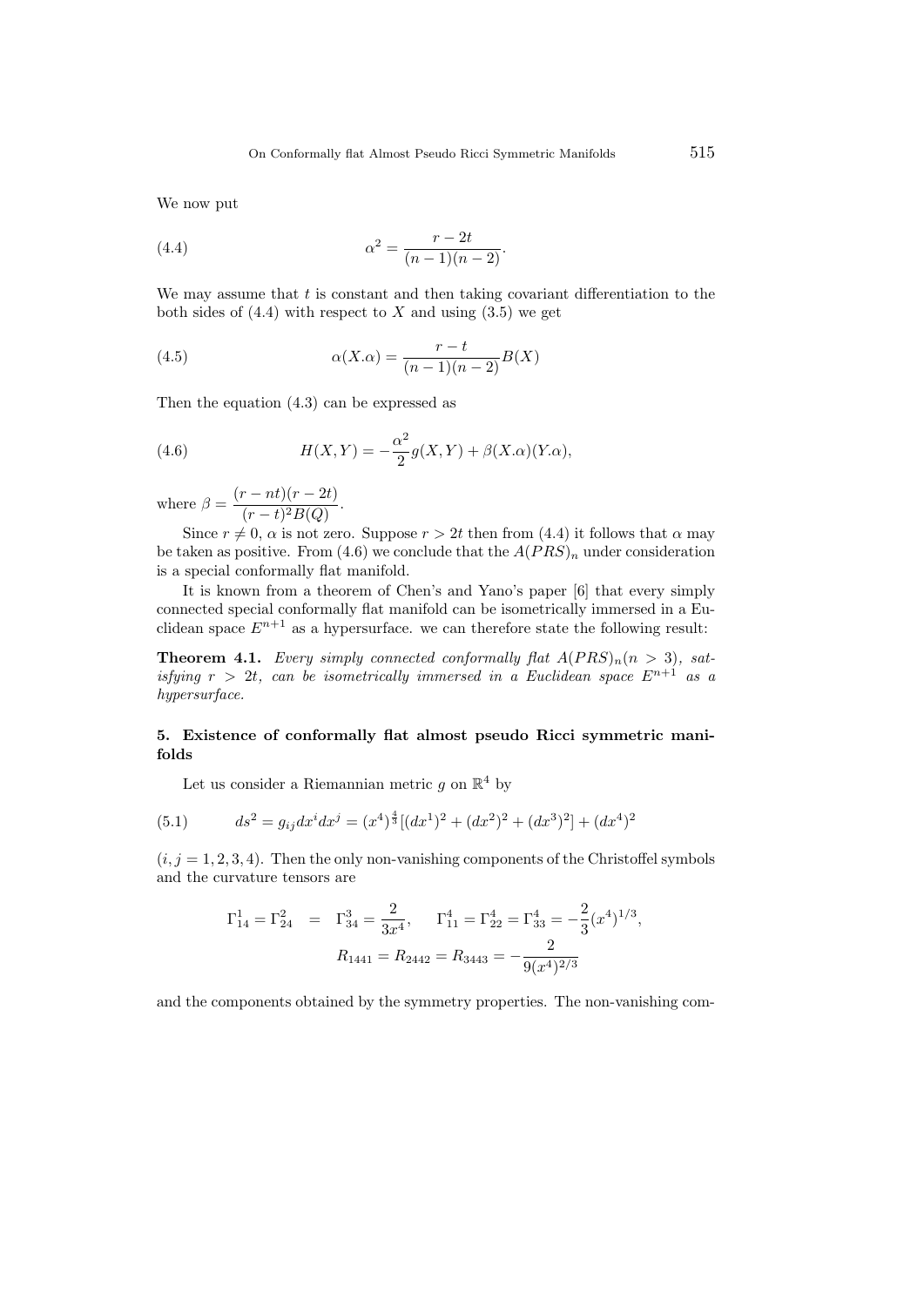We now put

$$
\alpha^2 = \frac{r-2t}{(n-1)(n-2)}. \tag{4.4}
$$

We may assume that $t$ is constant and then taking covariant differentiation to the both sides of (4.4) with respect to $X$ and using (3.5) we get

$$
\alpha(X.\alpha) = \frac{r-t}{(n-1)(n-2)}B(X) \tag{4.5}
$$

Then the equation (4.3) can be expressed as

$$
H(X,Y) = -\frac{\alpha^2}{2}g(X,Y) + \beta(X.\alpha)(Y.\alpha), \tag{4.6}
$$

where $\beta = \dfrac{(r-nt)(r-2t)}{(r-t)^2 B(Q)}$.

Since $r \neq 0$, $\alpha$ is not zero. Suppose $r > 2t$ then from (4.4) it follows that $\alpha$ may be taken as positive. From (4.6) we conclude that the $A(PRS)_n$ under consideration is a special conformally flat manifold.

It is known from a theorem of Chen's and Yano's paper [6] that every simply connected special conformally flat manifold can be isometrically immersed in a Euclidean space $E^{n+1}$ as a hypersurface. we can therefore state the following result:

**Theorem 4.1.** *Every simply connected conformally flat $A(PRS)_n (n > 3)$, satisfying $r > 2t$, can be isometrically immersed in a Euclidean space $E^{n+1}$ as a hypersurface.*

## 5. Existence of conformally flat almost pseudo Ricci symmetric manifolds

Let us consider a Riemannian metric $g$ on $\mathbb{R}^4$ by

$$
ds^2 = g_{ij}dx^i dx^j = (x^4)^{\frac{4}{3}}[(dx^1)^2 + (dx^2)^2 + (dx^3)^2] + (dx^4)^2 \tag{5.1}
$$

$(i, j = 1, 2, 3, 4)$. Then the only non-vanishing components of the Christoffel symbols and the curvature tensors are

$$
\Gamma^1_{14} = \Gamma^2_{24} = \Gamma^3_{34} = \frac{2}{3x^4}, \quad \Gamma^4_{11} = \Gamma^4_{22} = \Gamma^4_{33} = -\frac{2}{3}(x^4)^{1/3},
$$

$$
R_{1441} = R_{2442} = R_{3443} = -\frac{2}{9(x^4)^{2/3}}
$$

and the components obtained by the symmetry properties. The non-vanishing com-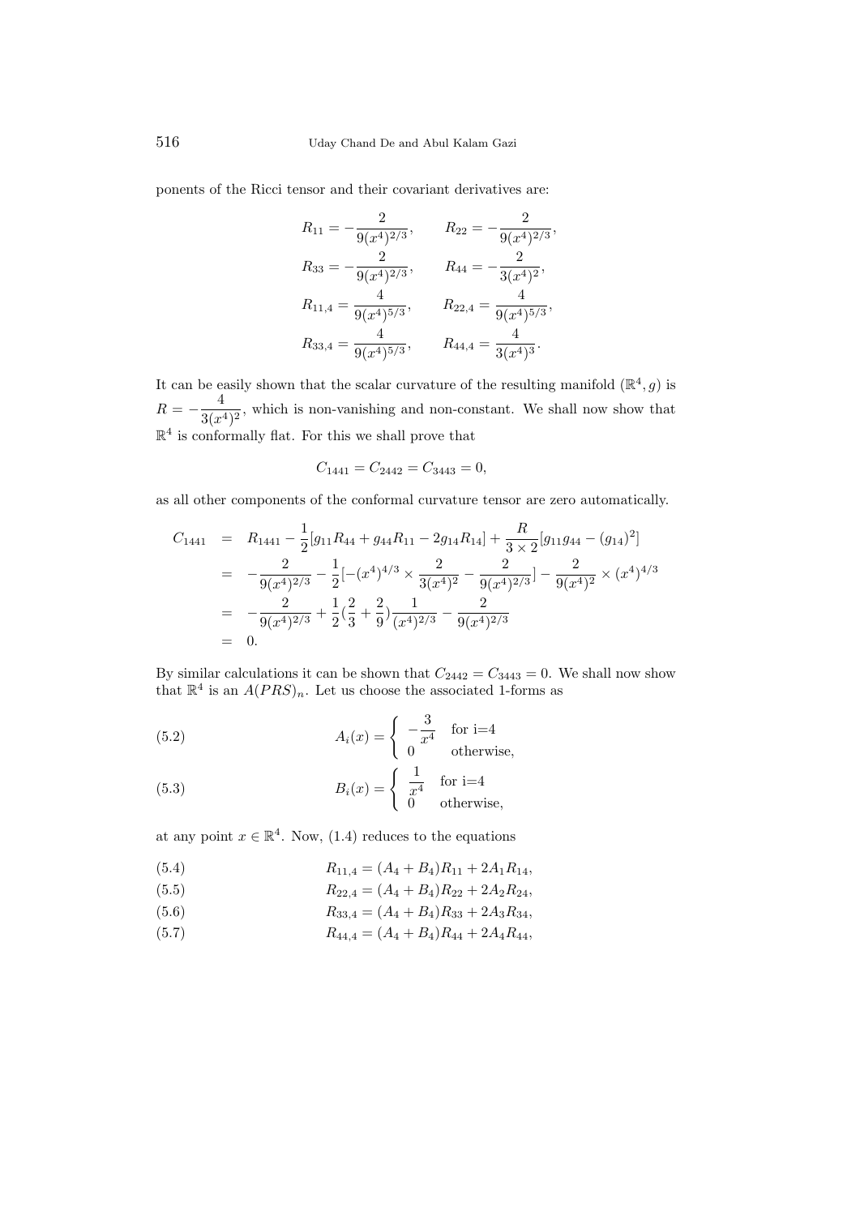ponents of the Ricci tensor and their covariant derivatives are:

$$
\begin{aligned}
R_{11} &= -\frac{2}{9(x^4)^{2/3}}, \qquad & R_{22} &= -\frac{2}{9(x^4)^{2/3}}, \\
R_{33} &= -\frac{2}{9(x^4)^{2/3}}, \qquad & R_{44} &= -\frac{2}{3(x^4)^2}, \\
R_{11,4} &= \frac{4}{9(x^4)^{5/3}}, \qquad & R_{22,4} &= \frac{4}{9(x^4)^{5/3}}, \\
R_{33,4} &= \frac{4}{9(x^4)^{5/3}}, \qquad & R_{44,4} &= \frac{4}{3(x^4)^3}.
\end{aligned}
$$

It can be easily shown that the scalar curvature of the resulting manifold $(\mathbb{R}^4, g)$ is $R = -\frac{4}{3(x^4)^2}$, which is non-vanishing and non-constant. We shall now show that $\mathbb{R}^4$ is conformally flat. For this we shall prove that

$$
C_{1441} = C_{2442} = C_{3443} = 0,
$$

as all other components of the conformal curvature tensor are zero automatically.

$$
\begin{aligned}
C_{1441} &= R_{1441} - \frac{1}{2}[g_{11}R_{44} + g_{44}R_{11} - 2g_{14}R_{14}] + \frac{R}{3 \times 2}[g_{11}g_{44} - (g_{14})^2] \\
&= -\frac{2}{9(x^4)^{2/3}} - \frac{1}{2}[-(x^4)^{4/3} \times \frac{2}{3(x^4)^2} - \frac{2}{9(x^4)^{2/3}}] - \frac{2}{9(x^4)^2} \times (x^4)^{4/3} \\
&= -\frac{2}{9(x^4)^{2/3}} + \frac{1}{2}(\frac{2}{3} + \frac{2}{9})\frac{1}{(x^4)^{2/3}} - \frac{2}{9(x^4)^{2/3}} \\
&= 0.
\end{aligned}
$$

By similar calculations it can be shown that $C_{2442} = C_{3443} = 0$. We shall now show that $\mathbb{R}^4$ is an $A(PRS)_n$. Let us choose the associated 1-forms as

$$
A_i(x) = \begin{cases} -\frac{3}{x^4} & \text{for i=4} \\ 0 & \text{otherwise,} \end{cases} \tag{5.2}
$$

$$
B_i(x) = \begin{cases} \frac{1}{x^4} & \text{for i=4} \\ 0 & \text{otherwise,} \end{cases} \tag{5.3}
$$

at any point $x \in \mathbb{R}^4$. Now, (1.4) reduces to the equations

$$
R_{11,4} = (A_4 + B_4)R_{11} + 2A_1R_{14}, \tag{5.4}
$$

$$
R_{22,4} = (A_4 + B_4)R_{22} + 2A_2R_{24}, \tag{5.5}
$$

$$
R_{33,4} = (A_4 + B_4)R_{33} + 2A_3R_{34}, \tag{5.6}
$$

$$
R_{44,4} = (A_4 + B_4)R_{44} + 2A_4R_{44}, \tag{5.7}
$$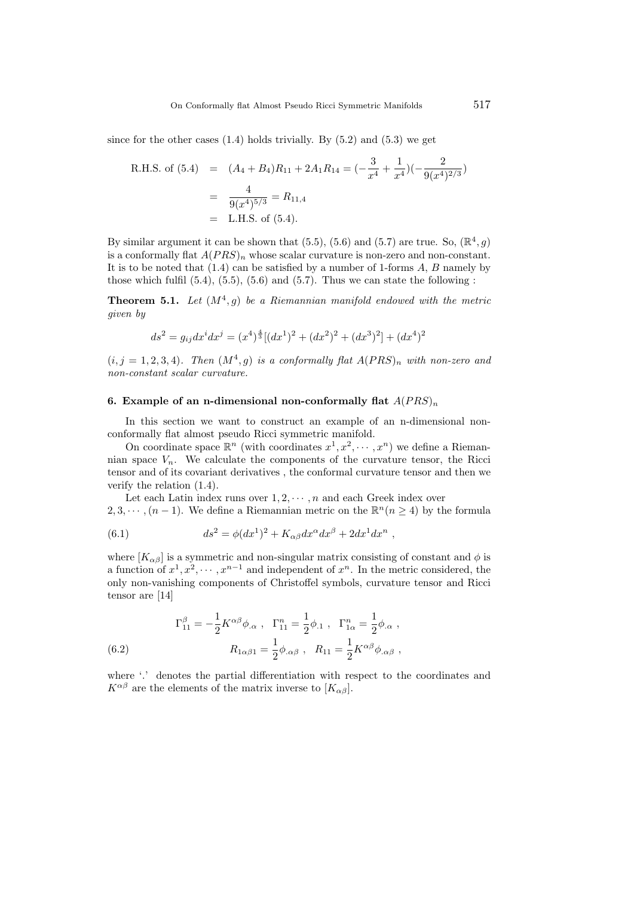since for the other cases (1.4) holds trivially. By (5.2) and (5.3) we get

$$
\begin{aligned}
\text{R.H.S. of (5.4)} &= (A_4 + B_4)R_{11} + 2A_1 R_{14} = (-\frac{3}{x^4} + \frac{1}{x^4})(-\frac{2}{9(x^4)^{2/3}}) \\
&= \frac{4}{9(x^4)^{5/3}} = R_{11,4} \\
&= \text{L.H.S. of (5.4)}.
\end{aligned}
$$

By similar argument it can be shown that (5.5), (5.6) and (5.7) are true. So, $(\mathbb{R}^4, g)$ is a conformally flat $A(PRS)_n$ whose scalar curvature is non-zero and non-constant. It is to be noted that (1.4) can be satisfied by a number of 1-forms $A$, $B$ namely by those which fulfil (5.4), (5.5), (5.6) and (5.7). Thus we can state the following :

**Theorem 5.1.** *Let $(M^4, g)$ be a Riemannian manifold endowed with the metric given by*

$$ds^2 = g_{ij}dx^i dx^j = (x^4)^{\frac{4}{3}}[(dx^1)^2 + (dx^2)^2 + (dx^3)^2] + (dx^4)^2$$

*$(i, j = 1, 2, 3, 4)$. Then $(M^4, g)$ is a conformally flat $A(PRS)_n$ with non-zero and non-constant scalar curvature.*

## 6. Example of an n-dimensional non-conformally flat $A(PRS)_n$

In this section we want to construct an example of an n-dimensional non-conformally flat almost pseudo Ricci symmetric manifold.

On coordinate space $\mathbb{R}^n$ (with coordinates $x^1, x^2, \cdots, x^n$) we define a Riemannian space $V_n$. We calculate the components of the curvature tensor, the Ricci tensor and of its covariant derivatives , the conformal curvature tensor and then we verify the relation (1.4).

Let each Latin index runs over $1, 2, \cdots, n$ and each Greek index over $2, 3, \cdots, (n-1)$. We define a Riemannian metric on the $\mathbb{R}^n (n \geq 4)$ by the formula

$$ds^2 = \phi(dx^1)^2 + K_{\alpha\beta}dx^\alpha dx^\beta + 2dx^1 dx^n \ , \tag{6.1}$$

where $[K_{\alpha\beta}]$ is a symmetric and non-singular matrix consisting of constant and $\phi$ is a function of $x^1, x^2, \cdots, x^{n-1}$ and independent of $x^n$. In the metric considered, the only non-vanishing components of Christoffel symbols, curvature tensor and Ricci tensor are [14]

$$
\begin{gathered}
\Gamma^\beta_{11} = -\frac{1}{2}K^{\alpha\beta}\phi_{.\alpha} \ , \quad \Gamma^n_{11} = \frac{1}{2}\phi_{.1} \ , \quad \Gamma^n_{1\alpha} = \frac{1}{2}\phi_{.\alpha} \ , \\
R_{1\alpha\beta 1} = \frac{1}{2}\phi_{.\alpha\beta} \ , \quad R_{11} = \frac{1}{2}K^{\alpha\beta}\phi_{.\alpha\beta} \ ,
\end{gathered}
\tag{6.2}
$$

where '.' denotes the partial differentiation with respect to the coordinates and $K^{\alpha\beta}$ are the elements of the matrix inverse to $[K_{\alpha\beta}]$.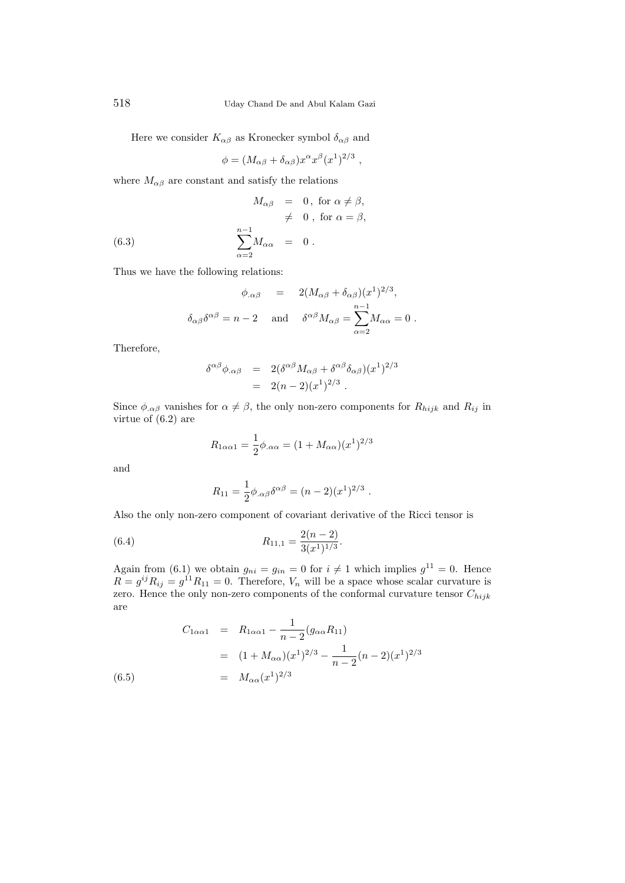Here we consider $K_{\alpha\beta}$ as Kronecker symbol $\delta_{\alpha\beta}$ and

$$\phi = (M_{\alpha\beta} + \delta_{\alpha\beta})x^{\alpha}x^{\beta}(x^1)^{2/3} ,$$

where $M_{\alpha\beta}$ are constant and satisfy the relations

$$\begin{aligned} M_{\alpha\beta} &= 0 , \text{ for } \alpha \neq \beta, \\ &\neq 0 , \text{ for } \alpha = \beta, \\ \sum_{\alpha=2}^{n-1} M_{\alpha\alpha} &= 0 . \end{aligned} \tag{6.3}$$

Thus we have the following relations:

$$\phi_{.\alpha\beta} = 2(M_{\alpha\beta} + \delta_{\alpha\beta})(x^1)^{2/3},$$

$$\delta_{\alpha\beta}\delta^{\alpha\beta} = n - 2 \quad \text{and} \quad \delta^{\alpha\beta}M_{\alpha\beta} = \sum_{\alpha=2}^{n-1} M_{\alpha\alpha} = 0 .$$

Therefore,

$$\begin{aligned} \delta^{\alpha\beta}\phi_{.\alpha\beta} &= 2(\delta^{\alpha\beta}M_{\alpha\beta} + \delta^{\alpha\beta}\delta_{\alpha\beta})(x^1)^{2/3} \\ &= 2(n-2)(x^1)^{2/3} . \end{aligned}$$

Since $\phi_{.\alpha\beta}$ vanishes for $\alpha \neq \beta$, the only non-zero components for $R_{hijk}$ and $R_{ij}$ in virtue of (6.2) are

$$R_{1\alpha\alpha 1} = \frac{1}{2}\phi_{.\alpha\alpha} = (1 + M_{\alpha\alpha})(x^1)^{2/3}$$

and

$$R_{11} = \frac{1}{2}\phi_{.\alpha\beta}\delta^{\alpha\beta} = (n-2)(x^1)^{2/3} .$$

Also the only non-zero component of covariant derivative of the Ricci tensor is

$$R_{11,1} = \frac{2(n-2)}{3(x^1)^{1/3}}. \tag{6.4}$$

Again from (6.1) we obtain $g_{ni} = g_{in} = 0$ for $i \neq 1$ which implies $g^{11} = 0$. Hence $R = g^{ij}R_{ij} = g^{11}R_{11} = 0$. Therefore, $V_n$ will be a space whose scalar curvature is zero. Hence the only non-zero components of the conformal curvature tensor $C_{hijk}$ are

$$\begin{aligned} C_{1\alpha\alpha 1} &= R_{1\alpha\alpha 1} - \frac{1}{n-2}(g_{\alpha\alpha}R_{11}) \\ &= (1 + M_{\alpha\alpha})(x^1)^{2/3} - \frac{1}{n-2}(n-2)(x^1)^{2/3} \\ &= M_{\alpha\alpha}(x^1)^{2/3} \end{aligned} \tag{6.5}$$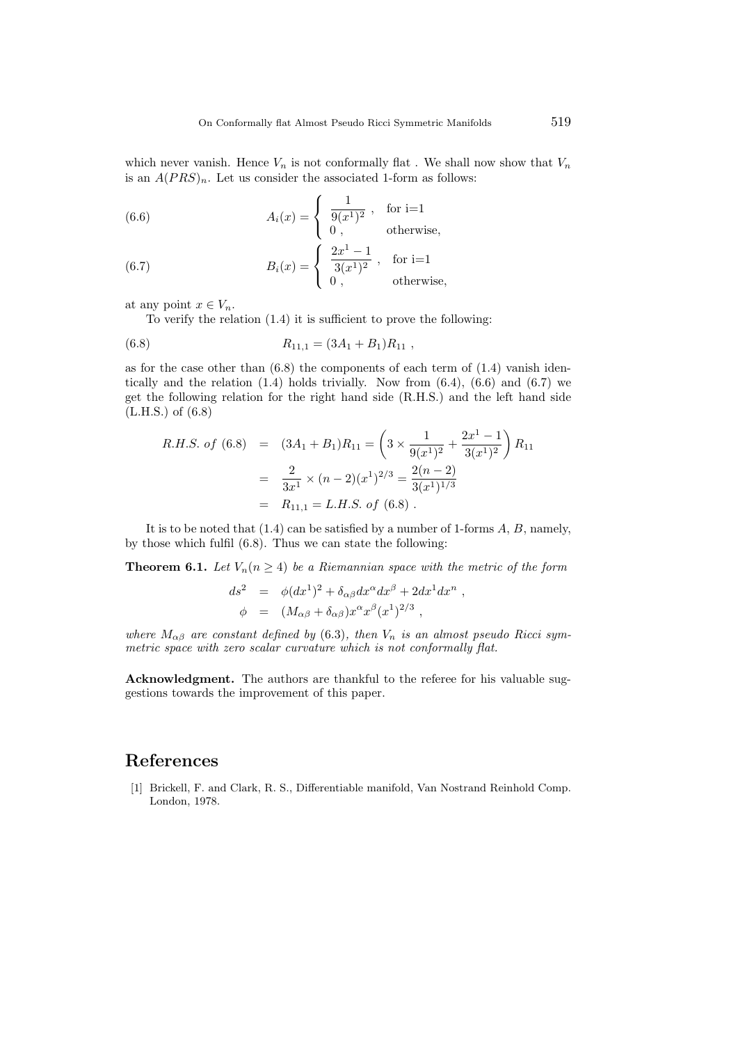which never vanish. Hence $V_n$ is not conformally flat . We shall now show that $V_n$ is an $A(PRS)_n$. Let us consider the associated 1-form as follows:

$$A_i(x) = \begin{cases} \dfrac{1}{9(x^1)^2}\ , & \text{for i=1} \\ 0\ , & \text{otherwise,} \end{cases} \tag{6.6}$$

$$B_i(x) = \begin{cases} \dfrac{2x^1 - 1}{3(x^1)^2}\ , & \text{for i=1} \\ 0\ , & \text{otherwise,} \end{cases} \tag{6.7}$$

at any point $x \in V_n$.

To verify the relation (1.4) it is sufficient to prove the following:

$$R_{11,1} = (3A_1 + B_1)R_{11}\ , \tag{6.8}$$

as for the case other than (6.8) the components of each term of (1.4) vanish identically and the relation (1.4) holds trivially. Now from (6.4), (6.6) and (6.7) we get the following relation for the right hand side (R.H.S.) and the left hand side (L.H.S.) of (6.8)

$$\begin{aligned} R.H.S.\ of\ (6.8) &= (3A_1 + B_1)R_{11} = \left(3 \times \frac{1}{9(x^1)^2} + \frac{2x^1 - 1}{3(x^1)^2}\right) R_{11} \\ &= \frac{2}{3x^1} \times (n-2)(x^1)^{2/3} = \frac{2(n-2)}{3(x^1)^{1/3}} \\ &= R_{11,1} = L.H.S.\ of\ (6.8)\ . \end{aligned}$$

It is to be noted that (1.4) can be satisfied by a number of 1-forms $A$, $B$, namely, by those which fulfil (6.8). Thus we can state the following:

**Theorem 6.1.** *Let $V_n (n \geq 4)$ be a Riemannian space with the metric of the form*

$$\begin{aligned} ds^2 &= \phi(dx^1)^2 + \delta_{\alpha\beta} dx^\alpha dx^\beta + 2dx^1 dx^n\ , \\ \phi &= (M_{\alpha\beta} + \delta_{\alpha\beta}) x^\alpha x^\beta (x^1)^{2/3}\ , \end{aligned}$$

*where $M_{\alpha\beta}$ are constant defined by (6.3), then $V_n$ is an almost pseudo Ricci symmetric space with zero scalar curvature which is not conformally flat.*

**Acknowledgment.** The authors are thankful to the referee for his valuable suggestions towards the improvement of this paper.

# References

[1] Brickell, F. and Clark, R. S., Differentiable manifold, Van Nostrand Reinhold Comp. London, 1978.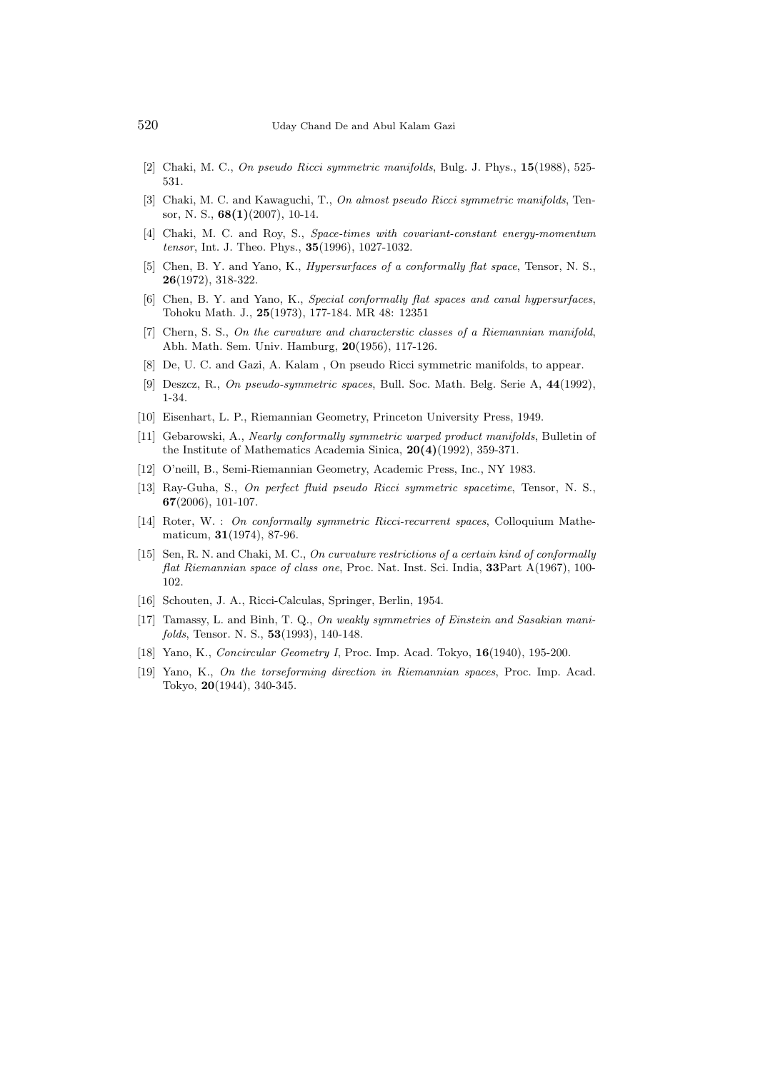[2] Chaki, M. C., *On pseudo Ricci symmetric manifolds*, Bulg. J. Phys., **15**(1988), 525-531.

[3] Chaki, M. C. and Kawaguchi, T., *On almost pseudo Ricci symmetric manifolds*, Tensor, N. S., **68(1)**(2007), 10-14.

[4] Chaki, M. C. and Roy, S., *Space-times with covariant-constant energy-momentum tensor*, Int. J. Theo. Phys., **35**(1996), 1027-1032.

[5] Chen, B. Y. and Yano, K., *Hypersurfaces of a conformally flat space*, Tensor, N. S., **26**(1972), 318-322.

[6] Chen, B. Y. and Yano, K., *Special conformally flat spaces and canal hypersurfaces*, Tohoku Math. J., **25**(1973), 177-184. MR 48: 12351

[7] Chern, S. S., *On the curvature and characterstic classes of a Riemannian manifold*, Abh. Math. Sem. Univ. Hamburg, **20**(1956), 117-126.

[8] De, U. C. and Gazi, A. Kalam , On pseudo Ricci symmetric manifolds, to appear.

[9] Deszcz, R., *On pseudo-symmetric spaces*, Bull. Soc. Math. Belg. Serie A, **44**(1992), 1-34.

[10] Eisenhart, L. P., Riemannian Geometry, Princeton University Press, 1949.

[11] Gebarowski, A., *Nearly conformally symmetric warped product manifolds*, Bulletin of the Institute of Mathematics Academia Sinica, **20(4)**(1992), 359-371.

[12] O'neill, B., Semi-Riemannian Geometry, Academic Press, Inc., NY 1983.

[13] Ray-Guha, S., *On perfect fluid pseudo Ricci symmetric spacetime*, Tensor, N. S., **67**(2006), 101-107.

[14] Roter, W. : *On conformally symmetric Ricci-recurrent spaces*, Colloquium Mathematicum, **31**(1974), 87-96.

[15] Sen, R. N. and Chaki, M. C., *On curvature restrictions of a certain kind of conformally flat Riemannian space of class one*, Proc. Nat. Inst. Sci. India, **33**Part A(1967), 100-102.

[16] Schouten, J. A., Ricci-Calculas, Springer, Berlin, 1954.

[17] Tamassy, L. and Binh, T. Q., *On weakly symmetries of Einstein and Sasakian manifolds*, Tensor. N. S., **53**(1993), 140-148.

[18] Yano, K., *Concircular Geometry I*, Proc. Imp. Acad. Tokyo, **16**(1940), 195-200.

[19] Yano, K., *On the torseforming direction in Riemannian spaces*, Proc. Imp. Acad. Tokyo, **20**(1944), 340-345.